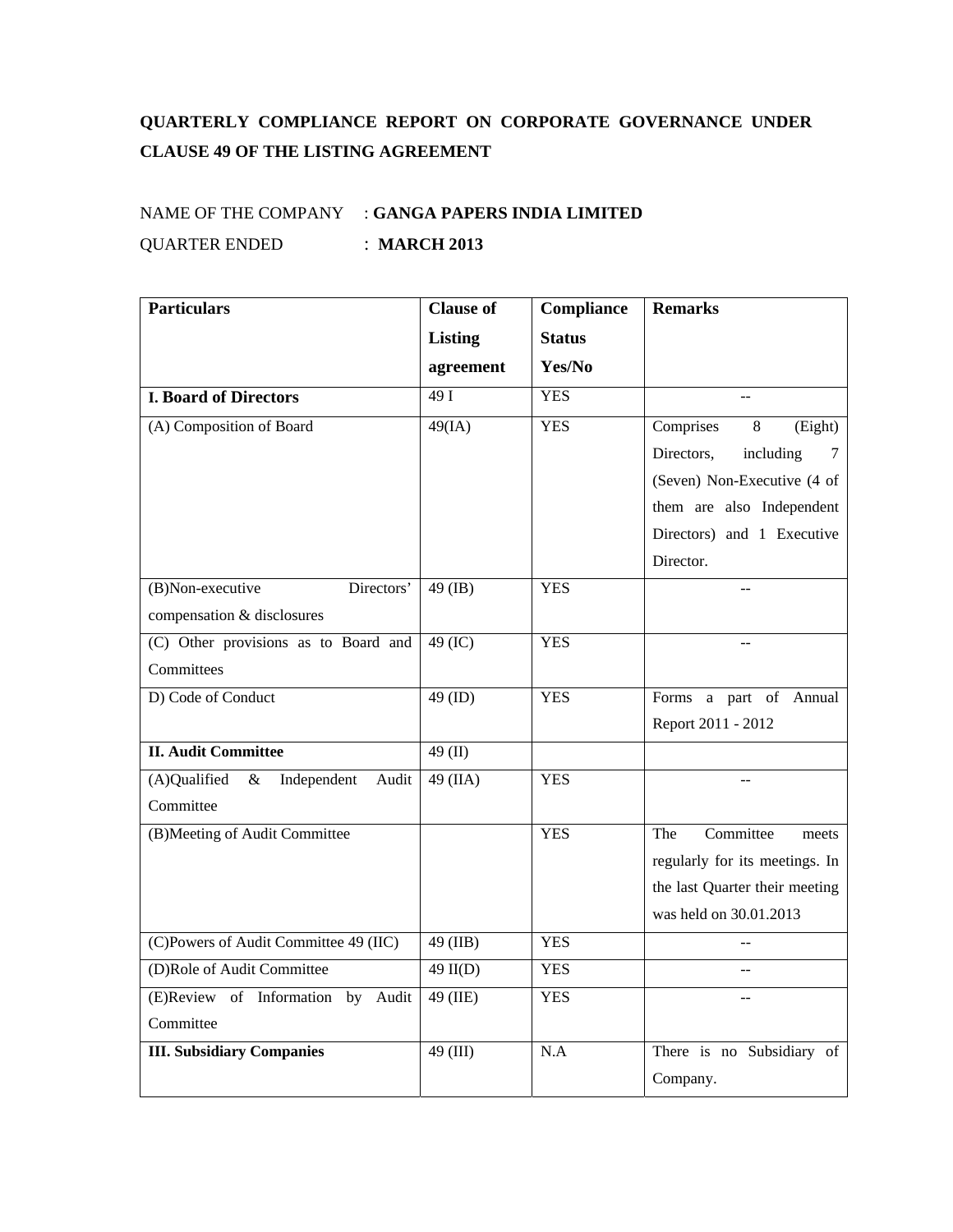**QUARTERLY COMPLIANCE REPORT ON CORPORATE GOVERNANCE UNDER CLAUSE 49 OF THE LISTING AGREEMENT**

NAME OF THE COMPANY : **GANGA PAPERS INDIA LIMITED**

QUARTER ENDED : **MARCH 2013**

| **Particulars** | **Clause of Listing agreement** | **Compliance Status Yes/No** | **Remarks** |
|---|---|---|---|
| **I. Board of Directors** | 49 I | YES | -- |
| (A) Composition of Board | 49(IA) | YES | Comprises 8 (Eight) Directors, including 7 (Seven) Non-Executive (4 of them are also Independent Directors) and 1 Executive Director. |
| (B)Non-executive Directors' compensation & disclosures | 49 (IB) | YES | -- |
| (C) Other provisions as to Board and Committees | 49 (IC) | YES | -- |
| D) Code of Conduct | 49 (ID) | YES | Forms a part of Annual Report 2011 - 2012 |
| **II. Audit Committee** | 49 (II) | | |
| (A)Qualified & Independent Audit Committee | 49 (IIA) | YES | -- |
| (B)Meeting of Audit Committee | | YES | The Committee meets regularly for its meetings. In the last Quarter their meeting was held on 30.01.2013 |
| (C)Powers of Audit Committee 49 (IIC) | 49 (IIB) | YES | -- |
| (D)Role of Audit Committee | 49 II(D) | YES | -- |
| (E)Review of Information by Audit Committee | 49 (IIE) | YES | -- |
| **III. Subsidiary Companies** | 49 (III) | N.A | There is no Subsidiary of Company. |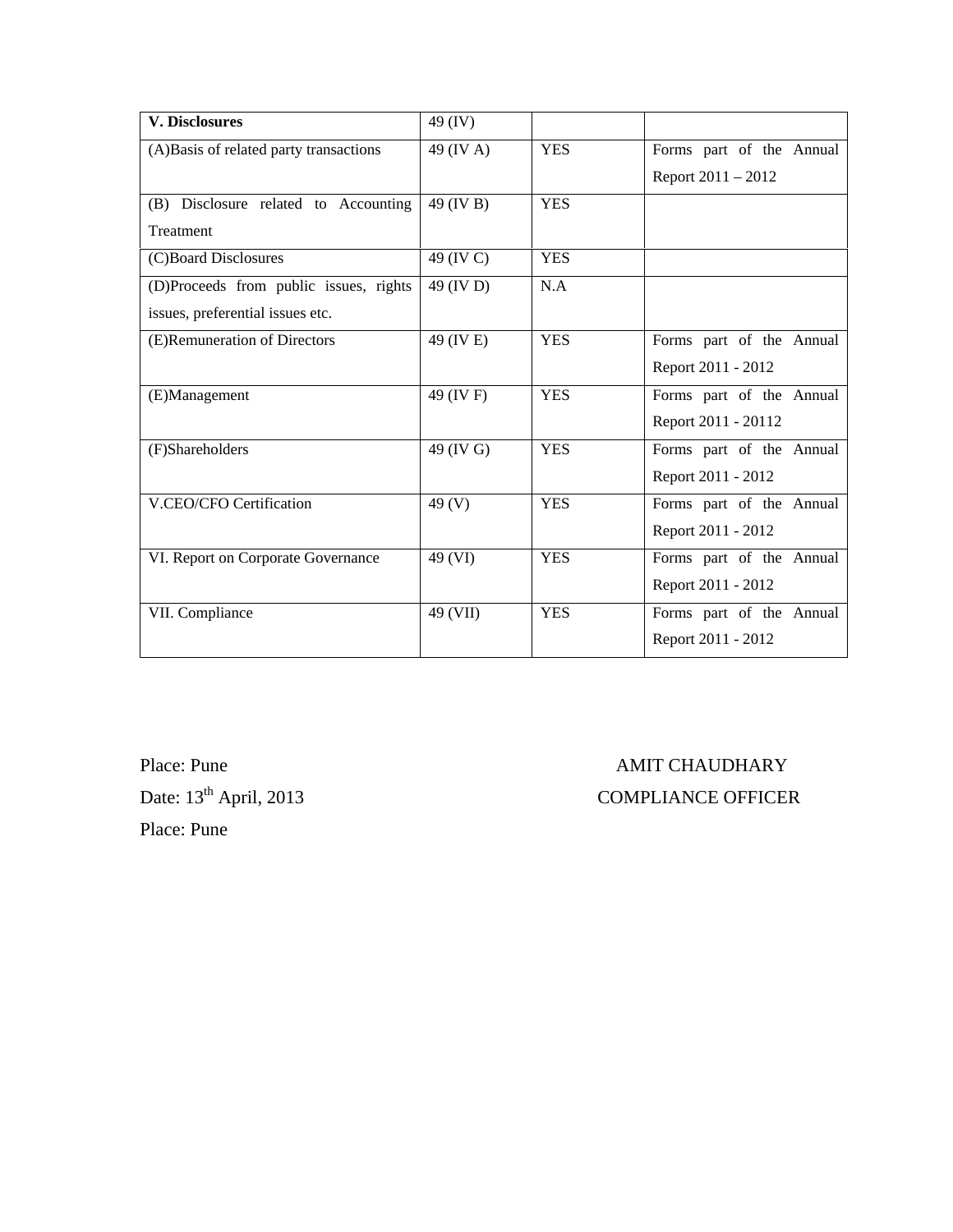| | | | |
|---|---|---|---|
| **V. Disclosures** | 49 (IV) | | |
| (A)Basis of related party transactions | 49 (IV A) | YES | Forms part of the Annual Report 2011 – 2012 |
| (B) Disclosure related to Accounting Treatment | 49 (IV B) | YES | |
| (C)Board Disclosures | 49 (IV C) | YES | |
| (D)Proceeds from public issues, rights issues, preferential issues etc. | 49 (IV D) | N.A | |
| (E)Remuneration of Directors | 49 (IV E) | YES | Forms part of the Annual Report 2011 - 2012 |
| (E)Management | 49 (IV F) | YES | Forms part of the Annual Report 2011 - 20112 |
| (F)Shareholders | 49 (IV G) | YES | Forms part of the Annual Report 2011 - 2012 |
| V.CEO/CFO Certification | 49 (V) | YES | Forms part of the Annual Report 2011 - 2012 |
| VI. Report on Corporate Governance | 49 (VI) | YES | Forms part of the Annual Report 2011 - 2012 |
| VII. Compliance | 49 (VII) | YES | Forms part of the Annual Report 2011 - 2012 |

Place: Pune

Date: 13th April, 2013

Place: Pune

AMIT CHAUDHARY

COMPLIANCE OFFICER